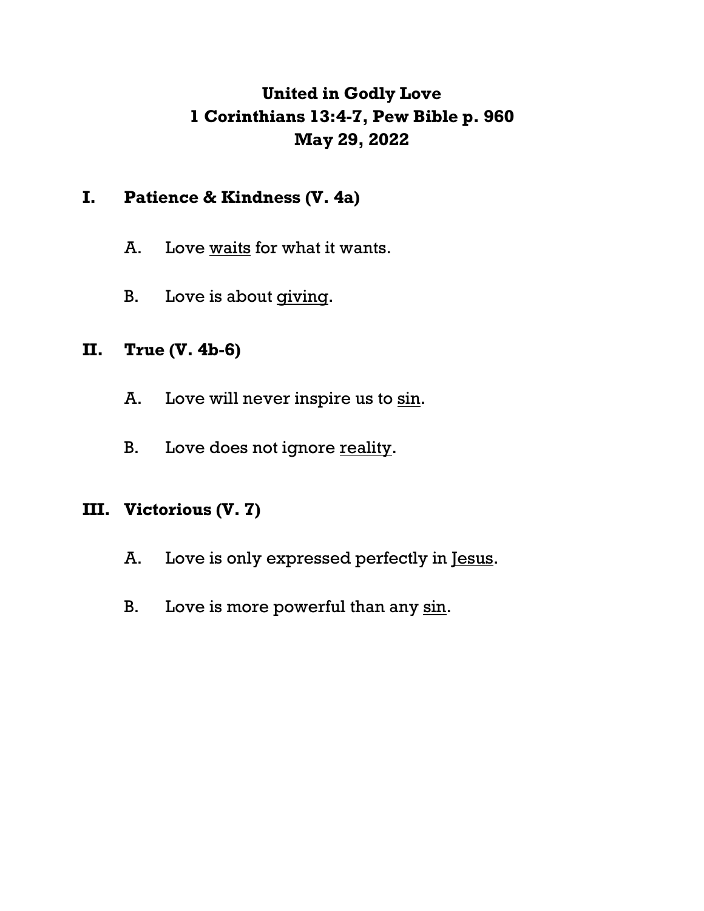# United in Godly Love
## 1 Corinthians 13:4-7, Pew Bible p. 960
## May 29, 2022

### I. Patience & Kindness (V. 4a)

A. Love <u>waits</u> for what it wants.

B. Love is about <u>giving</u>.

### II. True (V. 4b-6)

A. Love will never inspire us to <u>sin</u>.

B. Love does not ignore <u>reality</u>.

### III. Victorious (V. 7)

A. Love is only expressed perfectly in <u>Jesus</u>.

B. Love is more powerful than any <u>sin</u>.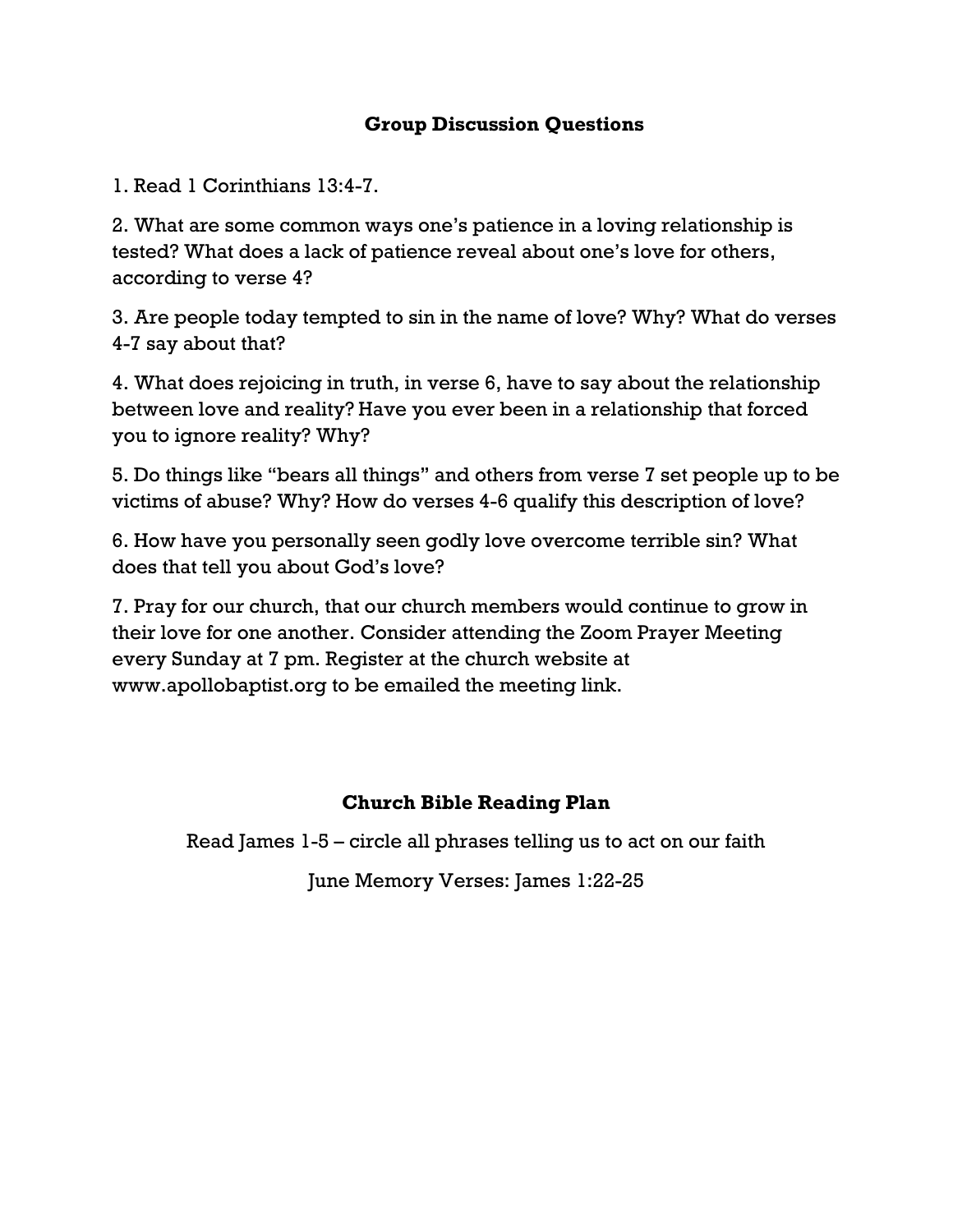## Group Discussion Questions

1. Read 1 Corinthians 13:4-7.

2. What are some common ways one's patience in a loving relationship is tested? What does a lack of patience reveal about one's love for others, according to verse 4?

3. Are people today tempted to sin in the name of love? Why? What do verses 4-7 say about that?

4. What does rejoicing in truth, in verse 6, have to say about the relationship between love and reality? Have you ever been in a relationship that forced you to ignore reality? Why?

5. Do things like "bears all things" and others from verse 7 set people up to be victims of abuse? Why? How do verses 4-6 qualify this description of love?

6. How have you personally seen godly love overcome terrible sin? What does that tell you about God's love?

7. Pray for our church, that our church members would continue to grow in their love for one another. Consider attending the Zoom Prayer Meeting every Sunday at 7 pm. Register at the church website at www.apollobaptist.org to be emailed the meeting link.

## Church Bible Reading Plan

Read James 1-5 – circle all phrases telling us to act on our faith

June Memory Verses: James 1:22-25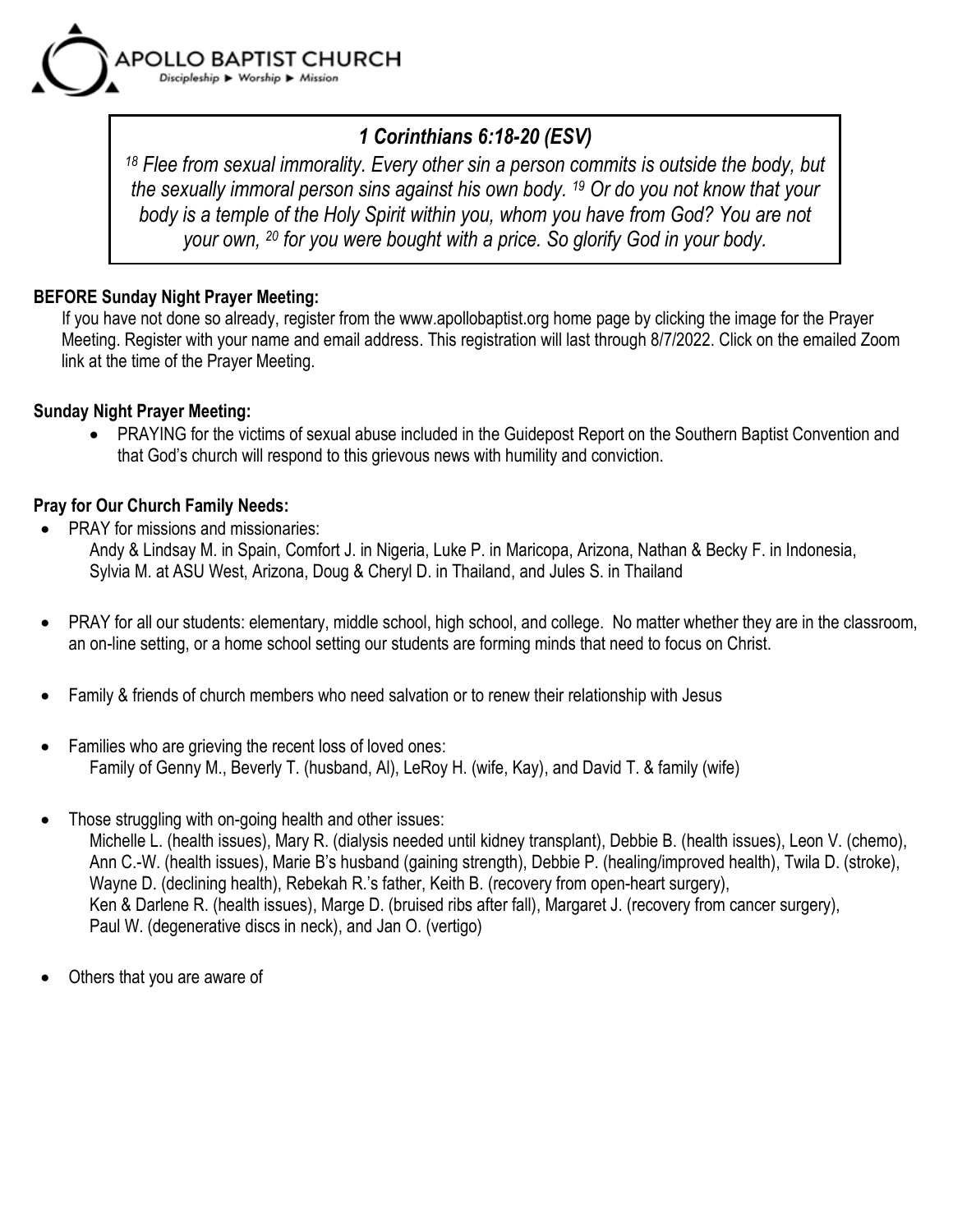**APOLLO BAPTIST CHURCH**
*Discipleship ► Worship ► Mission*

## *1 Corinthians 6:18-20 (ESV)*

*[18] Flee from sexual immorality. Every other sin a person commits is outside the body, but the sexually immoral person sins against his own body. [19] Or do you not know that your body is a temple of the Holy Spirit within you, whom you have from God? You are not your own, [20] for you were bought with a price. So glorify God in your body.*

**BEFORE Sunday Night Prayer Meeting:**

If you have not done so already, register from the www.apollobaptist.org home page by clicking the image for the Prayer Meeting. Register with your name and email address. This registration will last through 8/7/2022. Click on the emailed Zoom link at the time of the Prayer Meeting.

**Sunday Night Prayer Meeting:**

- PRAYING for the victims of sexual abuse included in the Guidepost Report on the Southern Baptist Convention and that God's church will respond to this grievous news with humility and conviction.

**Pray for Our Church Family Needs:**

- PRAY for missions and missionaries:
  Andy & Lindsay M. in Spain, Comfort J. in Nigeria, Luke P. in Maricopa, Arizona, Nathan & Becky F. in Indonesia, Sylvia M. at ASU West, Arizona, Doug & Cheryl D. in Thailand, and Jules S. in Thailand
- PRAY for all our students: elementary, middle school, high school, and college. No matter whether they are in the classroom, an on-line setting, or a home school setting our students are forming minds that need to focus on Christ.
- Family & friends of church members who need salvation or to renew their relationship with Jesus
- Families who are grieving the recent loss of loved ones:
  Family of Genny M., Beverly T. (husband, Al), LeRoy H. (wife, Kay), and David T. & family (wife)
- Those struggling with on-going health and other issues:
  Michelle L. (health issues), Mary R. (dialysis needed until kidney transplant), Debbie B. (health issues), Leon V. (chemo), Ann C.-W. (health issues), Marie B's husband (gaining strength), Debbie P. (healing/improved health), Twila D. (stroke), Wayne D. (declining health), Rebekah R.'s father, Keith B. (recovery from open-heart surgery), Ken & Darlene R. (health issues), Marge D. (bruised ribs after fall), Margaret J. (recovery from cancer surgery), Paul W. (degenerative discs in neck), and Jan O. (vertigo)
- Others that you are aware of